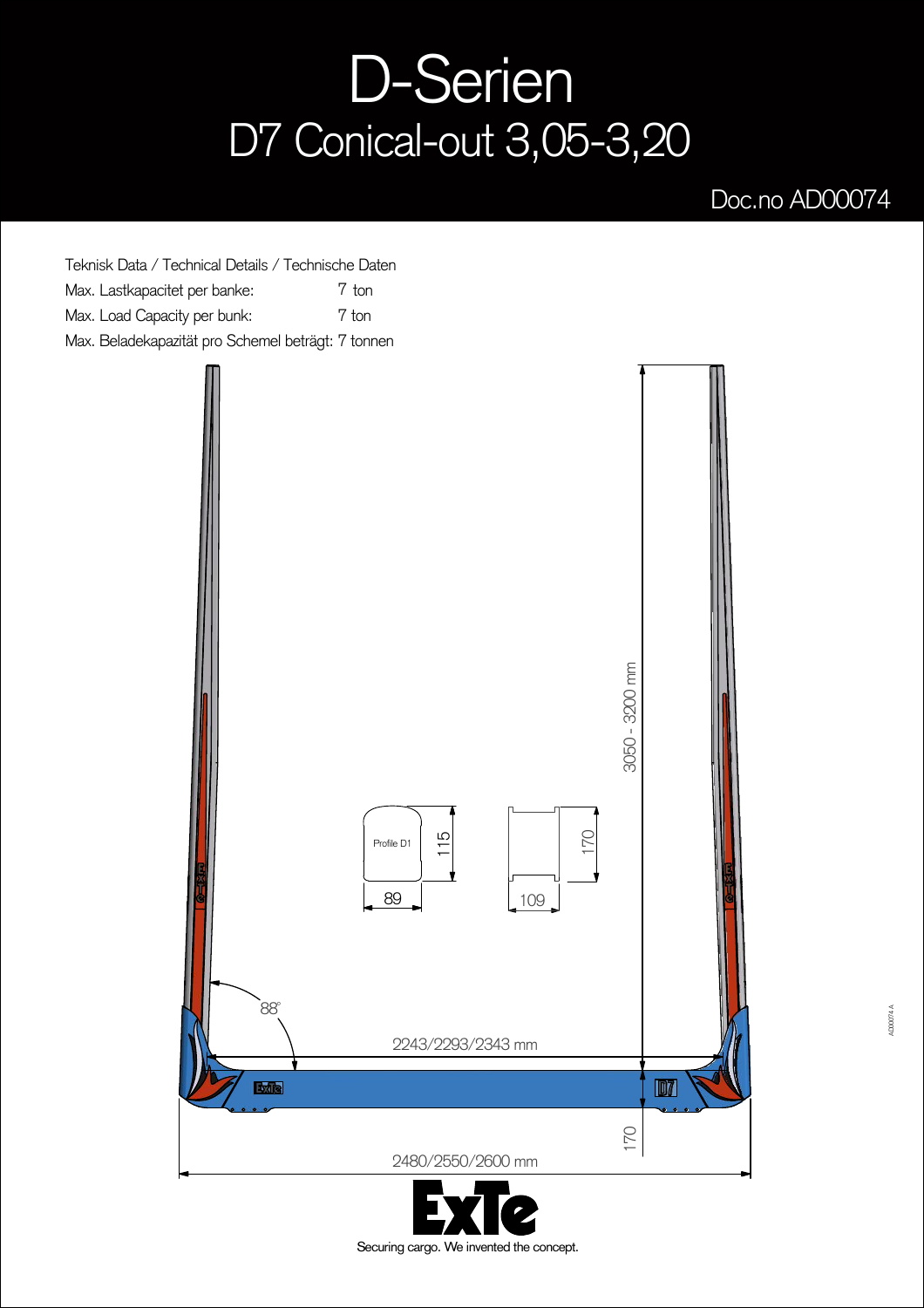# D-Serien

## D7 Conical-out 3,05-3,20

Doc.no AD00074

Teknisk Data / Technical Details / Technische Daten

Max. Lastkapacitet per banke: 7 ton

Max. Load Capacity per bunk: 7 ton

Max. Beladekapazität pro Schemel beträgt: 7 tonnen

3050 - 3200 mm

Profile D1

115

89

170

109

88°

2243/2293/2343 mm

170

2480/2550/2600 mm

Securing cargo. We invented the concept.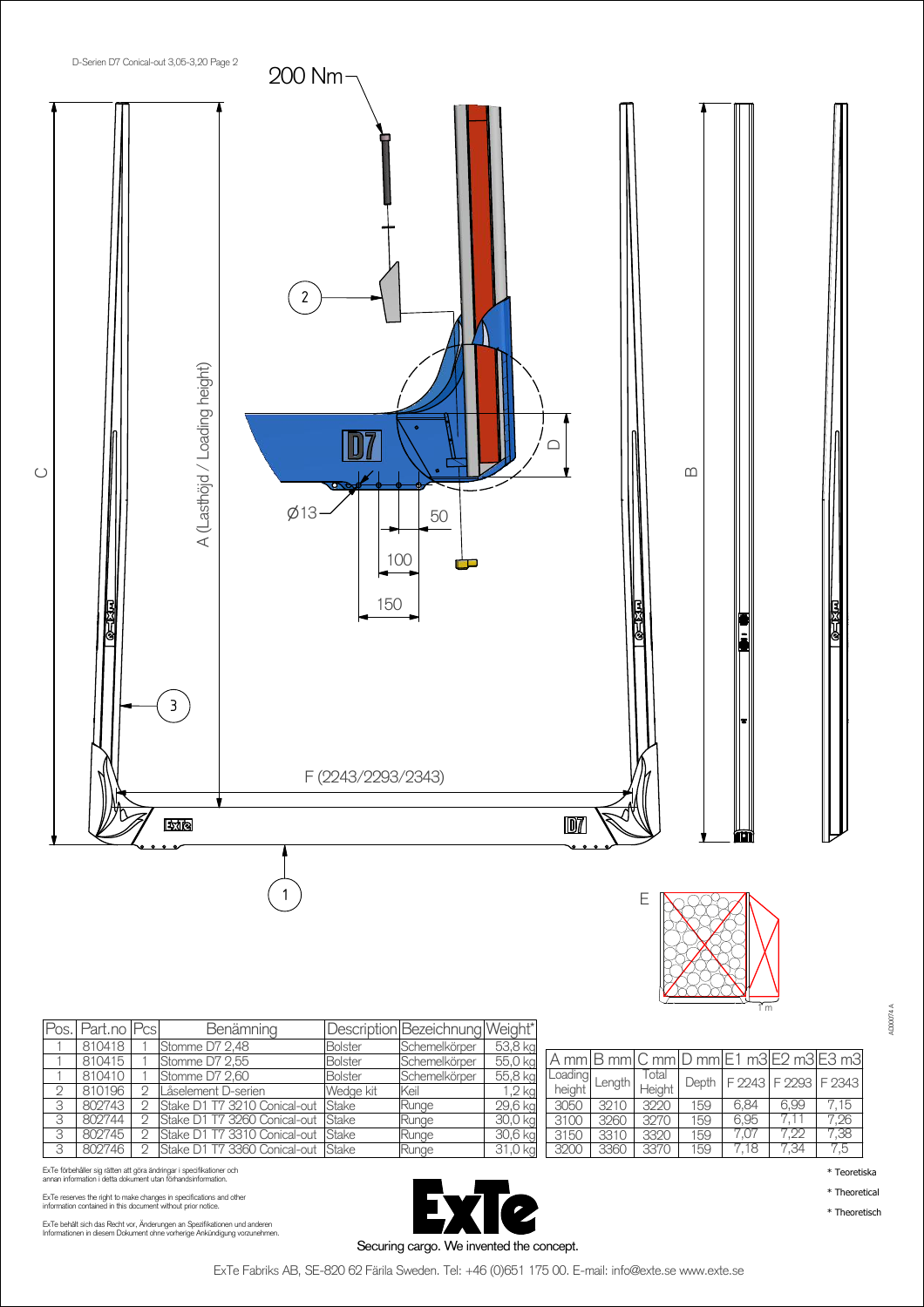D-Serien D7 Conical-out 3,05-3,20 Page 2

200 Nm

2

D7

Ø13

50

100

150

A (Lasthöjd / Loading height)

C

D

B

3

F (2243/2293/2343)

1

E

1 m

| Pos. | Part.no | Pcs | Benämning | Description | Bezeichnung | Weight* |
|---|---|---|---|---|---|---|
| 1 | 810418 | 1 | Stomme D7 2,48 | Bolster | Schemelkörper | 53,8 kg |
| 1 | 810415 | 1 | Stomme D7 2,55 | Bolster | Schemelkörper | 55,0 kg |
| 1 | 810410 | 1 | Stomme D7 2,60 | Bolster | Schemelkörper | 55,8 kg |
| 2 | 810196 | 2 | Låselement D-serien | Wedge kit | Keil | 1,2 kg |
| 3 | 802743 | 2 | Stake D1 T7 3210 Conical-out | Stake | Runge | 29,6 kg |
| 3 | 802744 | 2 | Stake D1 T7 3260 Conical-out | Stake | Runge | 30,0 kg |
| 3 | 802745 | 2 | Stake D1 T7 3310 Conical-out | Stake | Runge | 30,6 kg |
| 3 | 802746 | 2 | Stake D1 T7 3360 Conical-out | Stake | Runge | 31,0 kg |

| A mm | B mm | C mm | D mm | E1 m3 | E2 m3 | E3 m3 |
|---|---|---|---|---|---|---|
| Loading height | Length | Total Height | Depth | F 2243 | F 2293 | F 2343 |
| 3050 | 3210 | 3220 | 159 | 6,84 | 6,99 | 7,15 |
| 3100 | 3260 | 3270 | 159 | 6,95 | 7,11 | 7,26 |
| 3150 | 3310 | 3320 | 159 | 7,07 | 7,22 | 7,38 |
| 3200 | 3360 | 3370 | 159 | 7,18 | 7,34 | 7,5 |

\* Teoretiska

\* Theoretical

\* Theoretisch

ExTe förbehåller sig rätten att göra ändringar i specifikationer och annan information i detta dokument utan förhandsinformation.

ExTe reserves the right to make changes in specifications and other information contained in this document without prior notice.

ExTe behält sich das Recht vor, Änderungen an Spezifikationen und anderen Informationen in diesem Dokument ohne vorherige Ankündigung vorzunehmen.

Securing cargo. We invented the concept.

ExTe Fabriks AB, SE-820 62 Färila Sweden. Tel: +46 (0)651 175 00. E-mail: info@exte.se www.exte.se